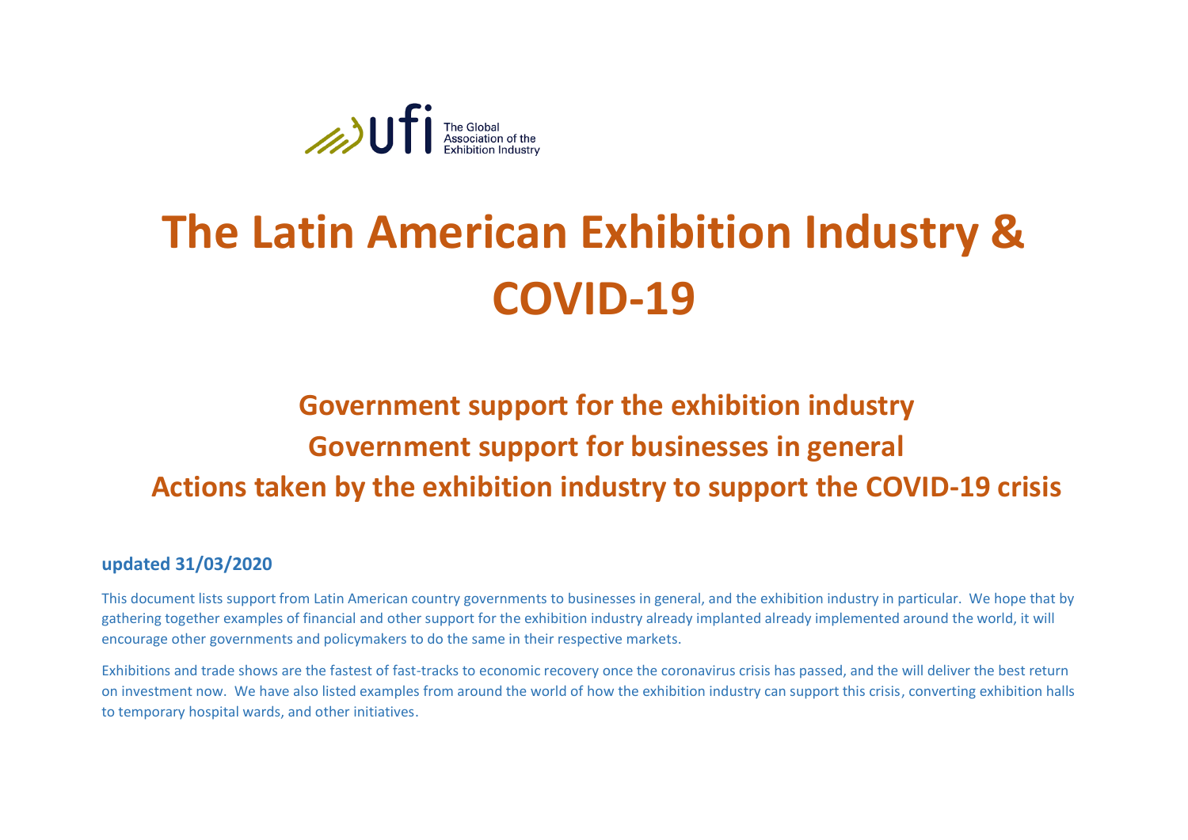ufi The Global Association of the Exhibition Industry

# The Latin American Exhibition Industry & COVID-19

## Government support for the exhibition industry
## Government support for businesses in general
## Actions taken by the exhibition industry to support the COVID-19 crisis

**updated 31/03/2020**

This document lists support from Latin American country governments to businesses in general, and the exhibition industry in particular. We hope that by gathering together examples of financial and other support for the exhibition industry already implanted already implemented around the world, it will encourage other governments and policymakers to do the same in their respective markets.

Exhibitions and trade shows are the fastest of fast-tracks to economic recovery once the coronavirus crisis has passed, and the will deliver the best return on investment now. We have also listed examples from around the world of how the exhibition industry can support this crisis, converting exhibition halls to temporary hospital wards, and other initiatives.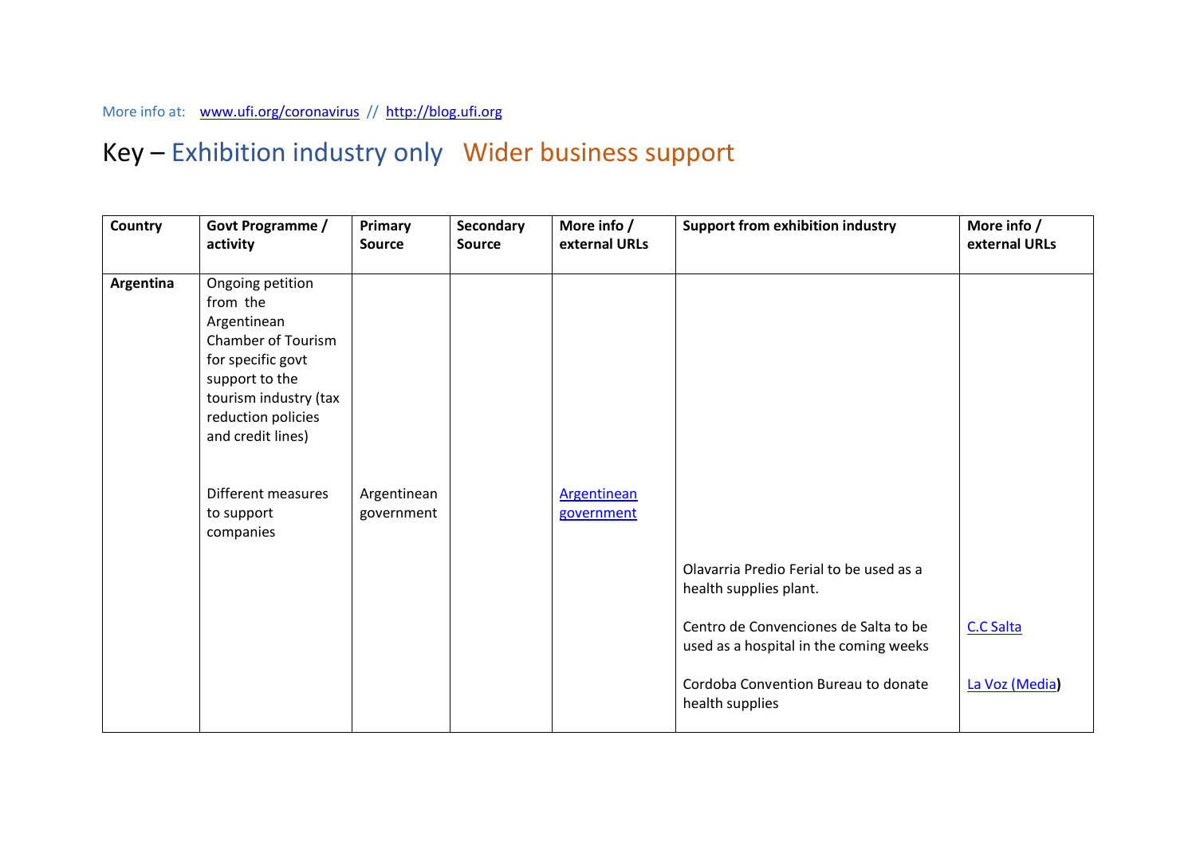More info at: www.ufi.org/coronavirus // http://blog.ufi.org

## Key – Exhibition industry only   Wider business support

| Country | Govt Programme / activity | Primary Source | Secondary Source | More info / external URLs | Support from exhibition industry | More info / external URLs |
|---|---|---|---|---|---|---|
| **Argentina** | Ongoing petition from the Argentinean Chamber of Tourism for specific govt support to the tourism industry (tax reduction policies and credit lines) | | | | | |
| | Different measures to support companies | Argentinean government | | Argentinean government | | |
| | | | | | Olavarria Predio Ferial to be used as a health supplies plant. | |
| | | | | | Centro de Convenciones de Salta to be used as a hospital in the coming weeks | C.C Salta |
| | | | | | Cordoba Convention Bureau to donate health supplies | La Voz (Media) |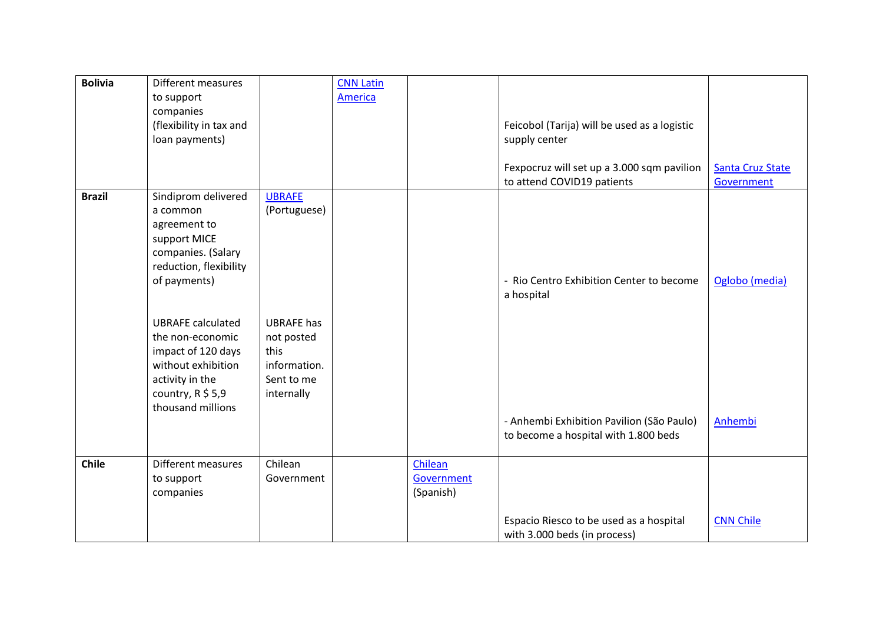| | | | | | | |
|---|---|---|---|---|---|---|
| **Bolivia** | Different measures to support companies (flexibility in tax and loan payments) | | CNN Latin America | | Feicobol (Tarija) will be used as a logistic supply center<br><br>Fexpocruz will set up a 3.000 sqm pavilion to attend COVID19 patients | Santa Cruz State Government |
| **Brazil** | Sindiprom delivered a common agreement to support MICE companies. (Salary reduction, flexibility of payments)<br><br>UBRAFE calculated the non-economic impact of 120 days without exhibition activity in the country, R $ 5,9 thousand millions | UBRAFE (Portuguese)<br><br>UBRAFE has not posted this information. Sent to me internally | | | - Rio Centro Exhibition Center to become a hospital<br><br>- Anhembi Exhibition Pavilion (São Paulo) to become a hospital with 1.800 beds | Oglobo (media)<br><br>Anhembi |
| **Chile** | Different measures to support companies | Chilean Government | | Chilean Government (Spanish) | Espacio Riesco to be used as a hospital with 3.000 beds (in process) | CNN Chile |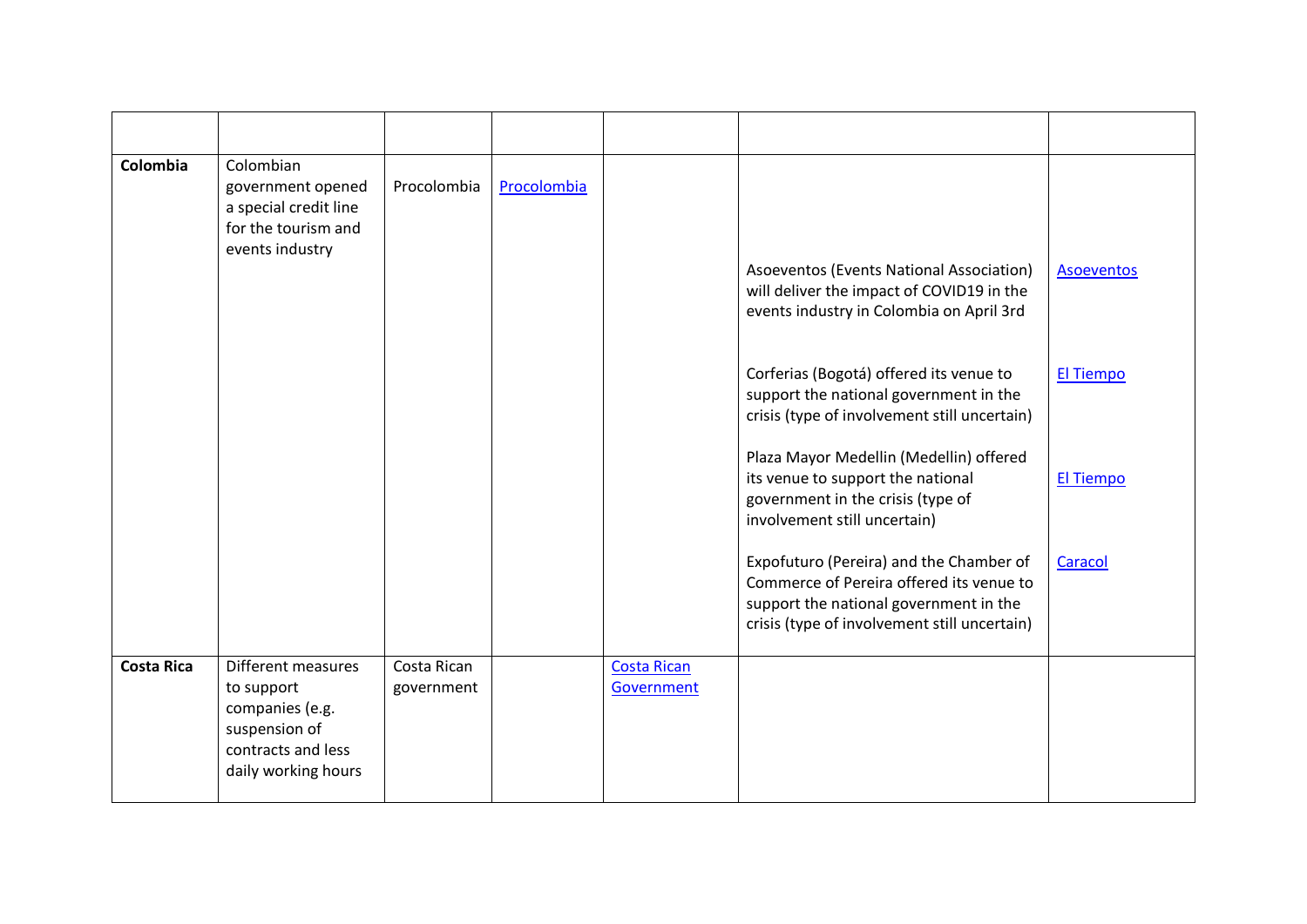| | | | | | | |
|---|---|---|---|---|---|---|
| **Colombia** | Colombian government opened a special credit line for the tourism and events industry | Procolombia | Procolombia | | Asoeventos (Events National Association) will deliver the impact of COVID19 in the events industry in Colombia on April 3rd | Asoeventos |
| | | | | | Corferias (Bogotá) offered its venue to support the national government in the crisis (type of involvement still uncertain) | El Tiempo |
| | | | | | Plaza Mayor Medellin (Medellin) offered its venue to support the national government in the crisis (type of involvement still uncertain) | El Tiempo |
| | | | | | Expofuturo (Pereira) and the Chamber of Commerce of Pereira offered its venue to support the national government in the crisis (type of involvement still uncertain) | Caracol |
| **Costa Rica** | Different measures to support companies (e.g. suspension of contracts and less daily working hours | Costa Rican government | | Costa Rican Government | | |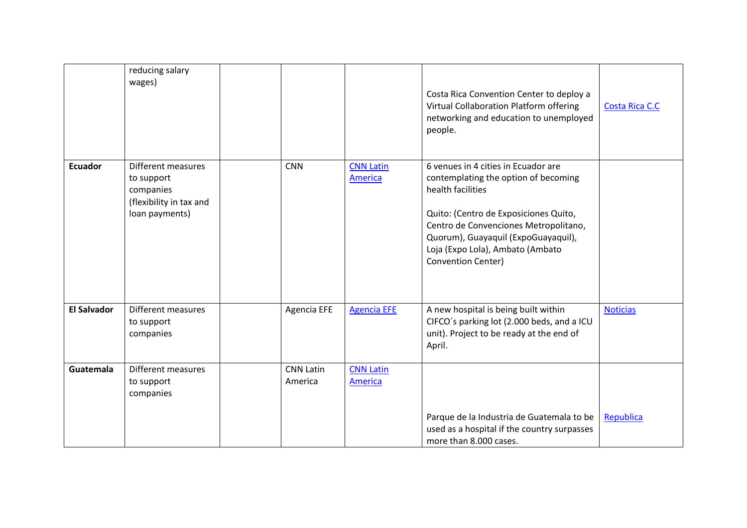|  |  |  |  |  |  |  |
|---|---|---|---|---|---|---|
|  | reducing salary wages) |  |  |  | Costa Rica Convention Center to deploy a Virtual Collaboration Platform offering networking and education to unemployed people. | Costa Rica C.C |
| **Ecuador** | Different measures to support companies (flexibility in tax and loan payments) |  | CNN | CNN Latin America | 6 venues in 4 cities in Ecuador are contemplating the option of becoming health facilities<br><br>Quito: (Centro de Exposiciones Quito, Centro de Convenciones Metropolitano, Quorum), Guayaquil (ExpoGuayaquil), Loja (Expo Lola), Ambato (Ambato Convention Center) |  |
| **El Salvador** | Different measures to support companies |  | Agencia EFE | Agencia EFE | A new hospital is being built within CIFCO´s parking lot (2.000 beds, and a ICU unit). Project to be ready at the end of April. | Noticias |
| **Guatemala** | Different measures to support companies |  | CNN Latin America | CNN Latin America | Parque de la Industria de Guatemala to be used as a hospital if the country surpasses more than 8.000 cases. | Republica |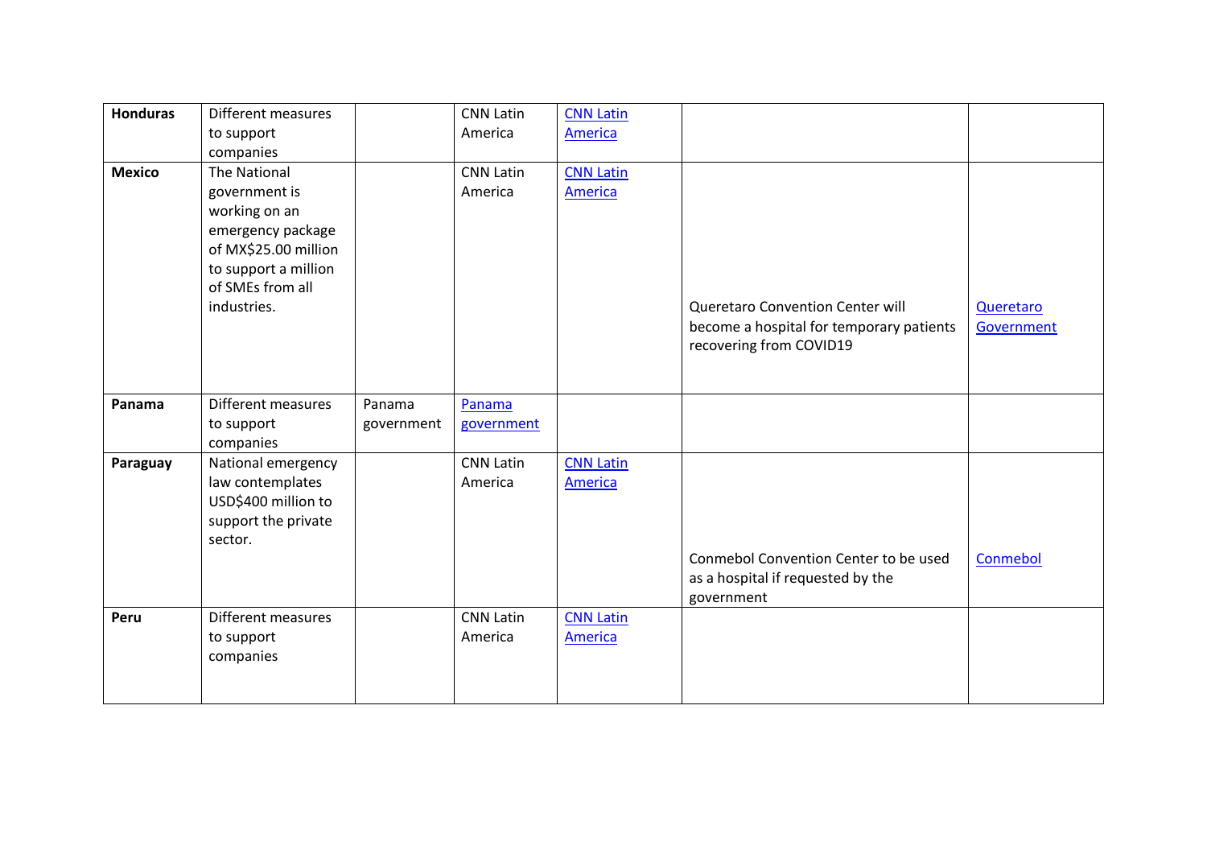| | | | | | | |
|---|---|---|---|---|---|---|
| **Honduras** | Different measures to support companies | | CNN Latin America | CNN Latin America | | |
| **Mexico** | The National government is working on an emergency package of MX$25.00 million to support a million of SMEs from all industries. | | CNN Latin America | CNN Latin America | Queretaro Convention Center will become a hospital for temporary patients recovering from COVID19 | Queretaro Government |
| **Panama** | Different measures to support companies | Panama government | Panama government | | | |
| **Paraguay** | National emergency law contemplates USD$400 million to support the private sector. | | CNN Latin America | CNN Latin America | Conmebol Convention Center to be used as a hospital if requested by the government | Conmebol |
| **Peru** | Different measures to support companies | | CNN Latin America | CNN Latin America | | |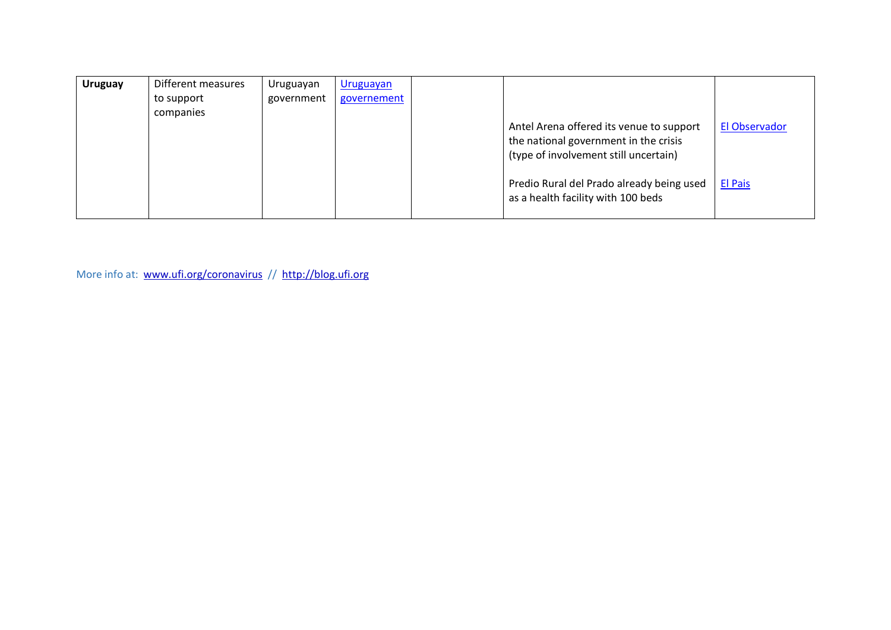| | | | | | | |
|---|---|---|---|---|---|---|
| **Uruguay** | Different measures to support companies | Uruguayan government | Uruguayan governement | | Antel Arena offered its venue to support the national government in the crisis (type of involvement still uncertain)<br><br>Predio Rural del Prado already being used as a health facility with 100 beds | El Observador<br><br>El Pais |

More info at: www.ufi.org/coronavirus // http://blog.ufi.org